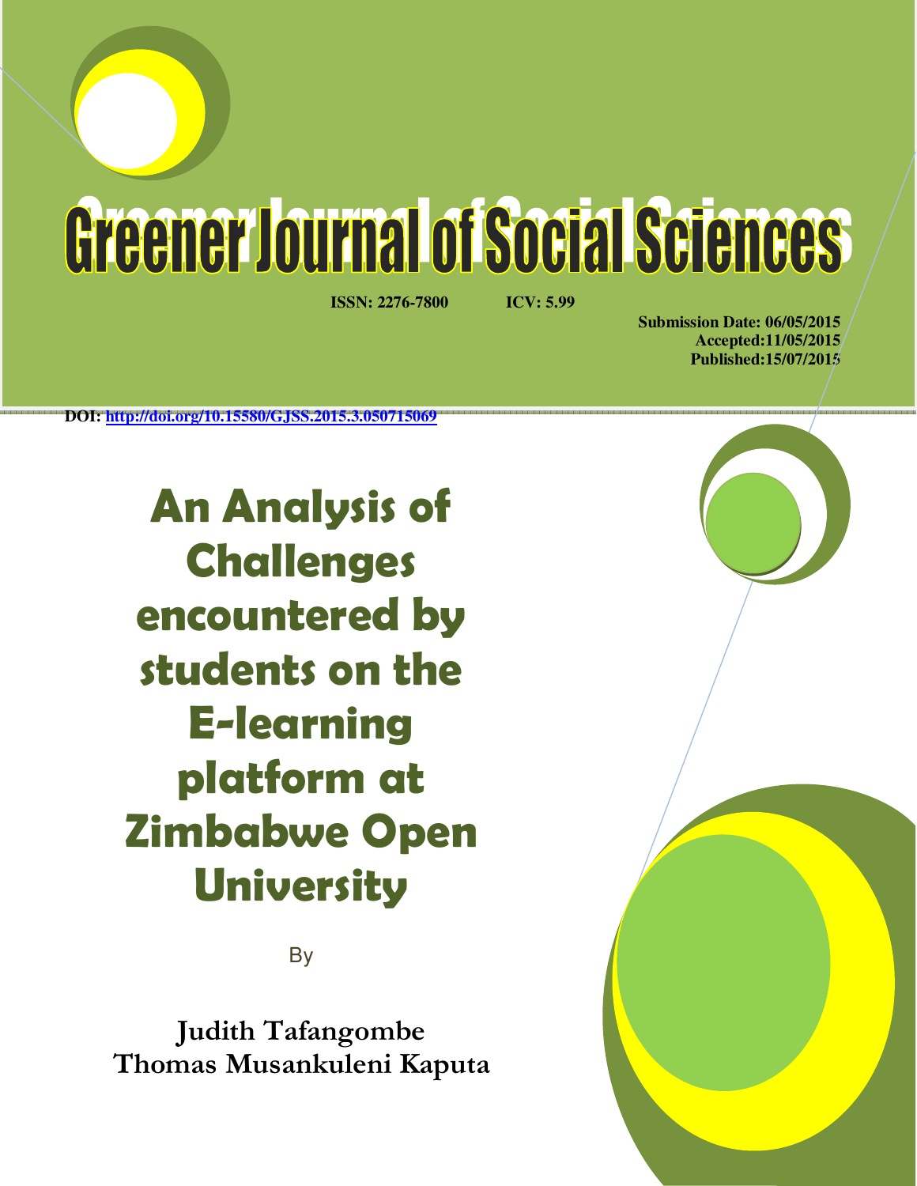# Greener Journal of Social Sciences

**ISSN: 2276-7800** **ICV: 5.99**

**Submission Date: 06/05/2015**
**Accepted:11/05/2015**
**Published:15/07/2015**

**DOI: http://doi.org/10.15580/GJSS.2015.3.050715069**

# An Analysis of Challenges encountered by students on the E-learning platform at Zimbabwe Open University

By

**Judith Tafangombe**
**Thomas Musankuleni Kaputa**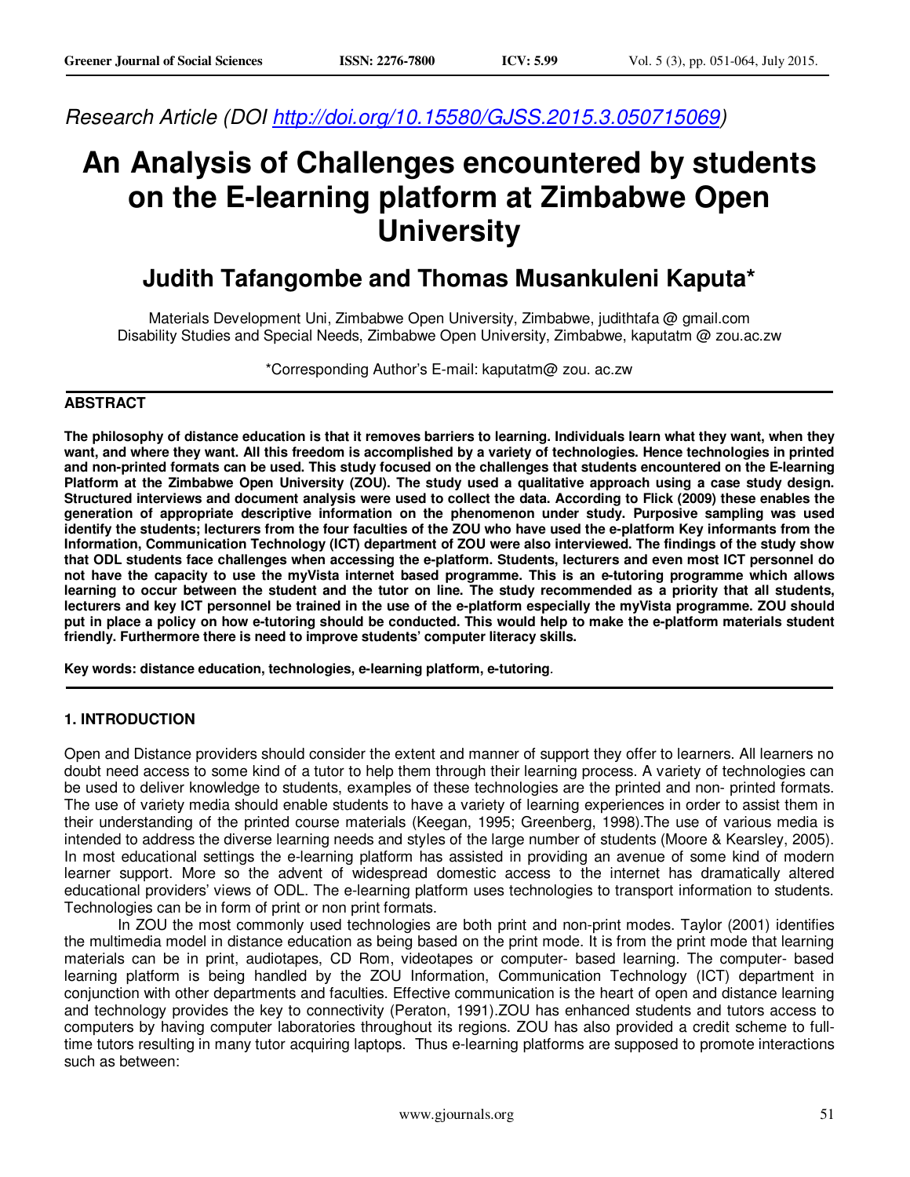*Research Article (DOI http://doi.org/10.15580/GJSS.2015.3.050715069)*

# An Analysis of Challenges encountered by students on the E-learning platform at Zimbabwe Open University

## Judith Tafangombe and Thomas Musankuleni Kaputa*

Materials Development Uni, Zimbabwe Open University, Zimbabwe, judithtafa @ gmail.com
Disability Studies and Special Needs, Zimbabwe Open University, Zimbabwe, kaputatm @ zou.ac.zw

*Corresponding Author's E-mail: kaputatm@ zou. ac.zw

### ABSTRACT

**The philosophy of distance education is that it removes barriers to learning. Individuals learn what they want, when they want, and where they want. All this freedom is accomplished by a variety of technologies. Hence technologies in printed and non-printed formats can be used. This study focused on the challenges that students encountered on the E-learning Platform at the Zimbabwe Open University (ZOU). The study used a qualitative approach using a case study design. Structured interviews and document analysis were used to collect the data. According to Flick (2009) these enables the generation of appropriate descriptive information on the phenomenon under study. Purposive sampling was used identify the students; lecturers from the four faculties of the ZOU who have used the e-platform Key informants from the Information, Communication Technology (ICT) department of ZOU were also interviewed. The findings of the study show that ODL students face challenges when accessing the e-platform. Students, lecturers and even most ICT personnel do not have the capacity to use the myVista internet based programme. This is an e-tutoring programme which allows learning to occur between the student and the tutor on line. The study recommended as a priority that all students, lecturers and key ICT personnel be trained in the use of the e-platform especially the myVista programme. ZOU should put in place a policy on how e-tutoring should be conducted. This would help to make the e-platform materials student friendly. Furthermore there is need to improve students' computer literacy skills.**

**Key words: distance education, technologies, e-learning platform, e-tutoring**.

### 1. INTRODUCTION

Open and Distance providers should consider the extent and manner of support they offer to learners. All learners no doubt need access to some kind of a tutor to help them through their learning process. A variety of technologies can be used to deliver knowledge to students, examples of these technologies are the printed and non- printed formats. The use of variety media should enable students to have a variety of learning experiences in order to assist them in their understanding of the printed course materials (Keegan, 1995; Greenberg, 1998).The use of various media is intended to address the diverse learning needs and styles of the large number of students (Moore & Kearsley, 2005). In most educational settings the e-learning platform has assisted in providing an avenue of some kind of modern learner support. More so the advent of widespread domestic access to the internet has dramatically altered educational providers' views of ODL. The e-learning platform uses technologies to transport information to students. Technologies can be in form of print or non print formats.

In ZOU the most commonly used technologies are both print and non-print modes. Taylor (2001) identifies the multimedia model in distance education as being based on the print mode. It is from the print mode that learning materials can be in print, audiotapes, CD Rom, videotapes or computer- based learning. The computer- based learning platform is being handled by the ZOU Information, Communication Technology (ICT) department in conjunction with other departments and faculties. Effective communication is the heart of open and distance learning and technology provides the key to connectivity (Peraton, 1991).ZOU has enhanced students and tutors access to computers by having computer laboratories throughout its regions. ZOU has also provided a credit scheme to full-time tutors resulting in many tutor acquiring laptops. Thus e-learning platforms are supposed to promote interactions such as between: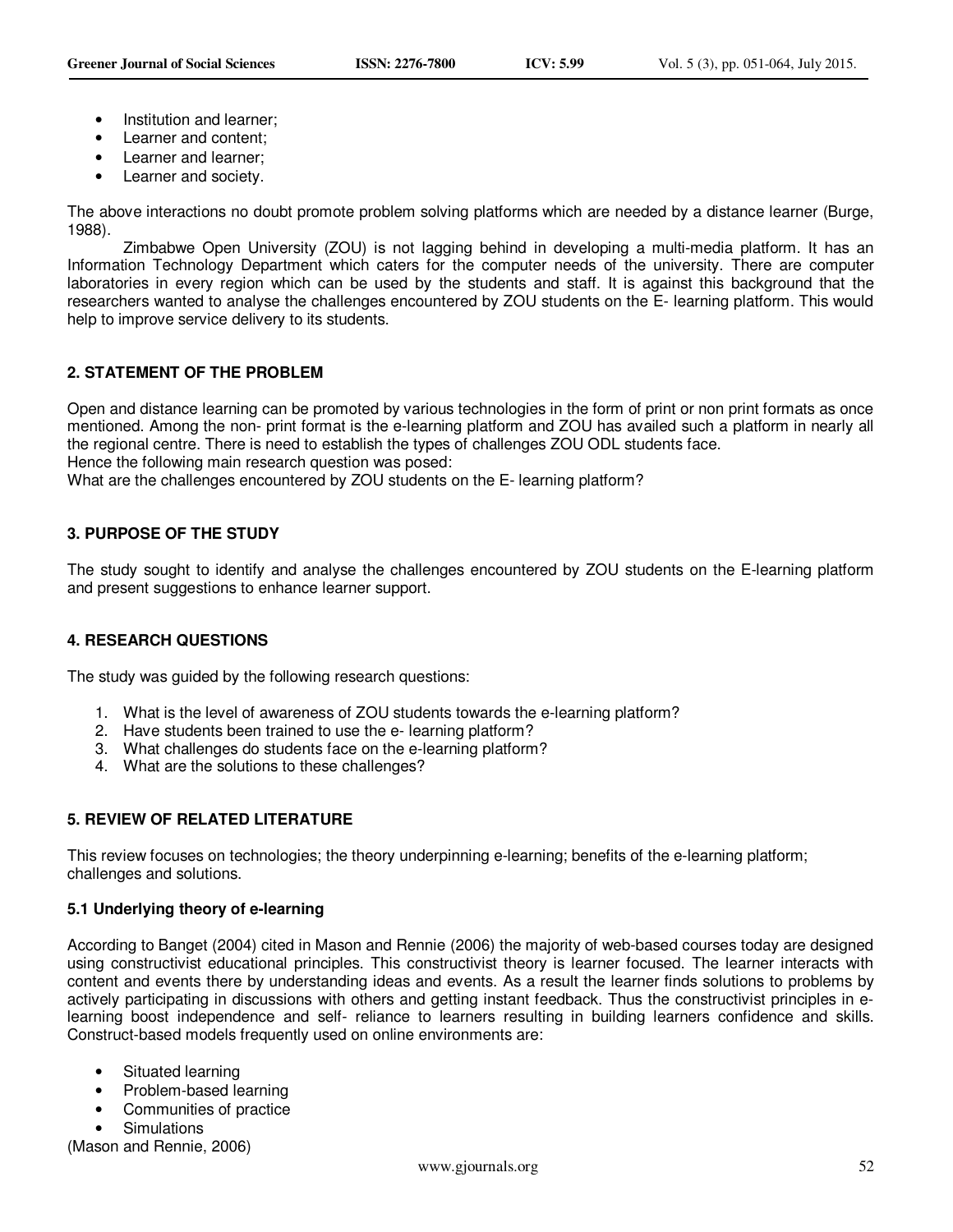- Institution and learner;
- Learner and content;
- Learner and learner;
- Learner and society.

The above interactions no doubt promote problem solving platforms which are needed by a distance learner (Burge, 1988).

Zimbabwe Open University (ZOU) is not lagging behind in developing a multi-media platform. It has an Information Technology Department which caters for the computer needs of the university. There are computer laboratories in every region which can be used by the students and staff. It is against this background that the researchers wanted to analyse the challenges encountered by ZOU students on the E- learning platform. This would help to improve service delivery to its students.

## 2. STATEMENT OF THE PROBLEM

Open and distance learning can be promoted by various technologies in the form of print or non print formats as once mentioned. Among the non- print format is the e-learning platform and ZOU has availed such a platform in nearly all the regional centre. There is need to establish the types of challenges ZOU ODL students face.
Hence the following main research question was posed:
What are the challenges encountered by ZOU students on the E- learning platform?

## 3. PURPOSE OF THE STUDY

The study sought to identify and analyse the challenges encountered by ZOU students on the E-learning platform and present suggestions to enhance learner support.

## 4. RESEARCH QUESTIONS

The study was guided by the following research questions:

1. What is the level of awareness of ZOU students towards the e-learning platform?
2. Have students been trained to use the e- learning platform?
3. What challenges do students face on the e-learning platform?
4. What are the solutions to these challenges?

## 5. REVIEW OF RELATED LITERATURE

This review focuses on technologies; the theory underpinning e-learning; benefits of the e-learning platform; challenges and solutions.

### 5.1 Underlying theory of e-learning

According to Banget (2004) cited in Mason and Rennie (2006) the majority of web-based courses today are designed using constructivist educational principles. This constructivist theory is learner focused. The learner interacts with content and events there by understanding ideas and events. As a result the learner finds solutions to problems by actively participating in discussions with others and getting instant feedback. Thus the constructivist principles in e-learning boost independence and self- reliance to learners resulting in building learners confidence and skills. Construct-based models frequently used on online environments are:

- Situated learning
- Problem-based learning
- Communities of practice
- Simulations

(Mason and Rennie, 2006)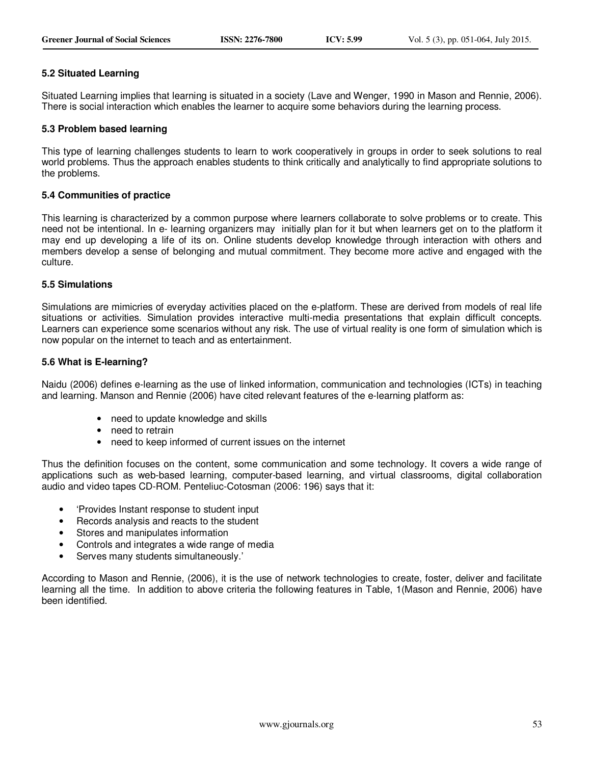### 5.2 Situated Learning

Situated Learning implies that learning is situated in a society (Lave and Wenger, 1990 in Mason and Rennie, 2006). There is social interaction which enables the learner to acquire some behaviors during the learning process.

### 5.3 Problem based learning

This type of learning challenges students to learn to work cooperatively in groups in order to seek solutions to real world problems. Thus the approach enables students to think critically and analytically to find appropriate solutions to the problems.

### 5.4 Communities of practice

This learning is characterized by a common purpose where learners collaborate to solve problems or to create. This need not be intentional. In e- learning organizers may initially plan for it but when learners get on to the platform it may end up developing a life of its on. Online students develop knowledge through interaction with others and members develop a sense of belonging and mutual commitment. They become more active and engaged with the culture.

### 5.5 Simulations

Simulations are mimicries of everyday activities placed on the e-platform. These are derived from models of real life situations or activities. Simulation provides interactive multi-media presentations that explain difficult concepts. Learners can experience some scenarios without any risk. The use of virtual reality is one form of simulation which is now popular on the internet to teach and as entertainment.

### 5.6 What is E-learning?

Naidu (2006) defines e-learning as the use of linked information, communication and technologies (ICTs) in teaching and learning. Manson and Rennie (2006) have cited relevant features of the e-learning platform as:

- need to update knowledge and skills
- need to retrain
- need to keep informed of current issues on the internet

Thus the definition focuses on the content, some communication and some technology. It covers a wide range of applications such as web-based learning, computer-based learning, and virtual classrooms, digital collaboration audio and video tapes CD-ROM. Penteliuc-Cotosman (2006: 196) says that it:

- 'Provides Instant response to student input
- Records analysis and reacts to the student
- Stores and manipulates information
- Controls and integrates a wide range of media
- Serves many students simultaneously.'

According to Mason and Rennie, (2006), it is the use of network technologies to create, foster, deliver and facilitate learning all the time. In addition to above criteria the following features in Table, 1(Mason and Rennie, 2006) have been identified.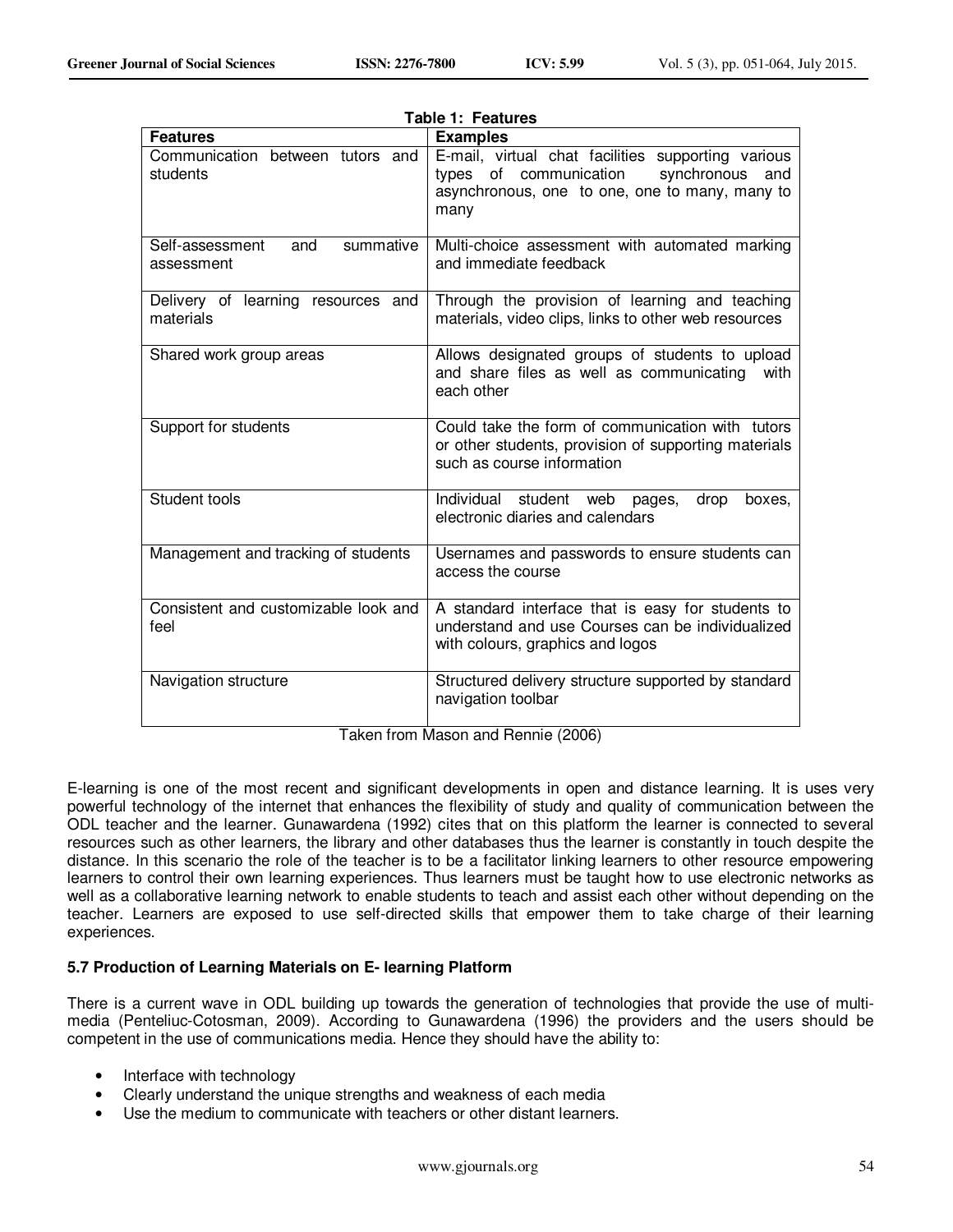**Table 1: Features**

| Features | Examples |
|---|---|
| Communication between tutors and students | E-mail, virtual chat facilities supporting various types of communication synchronous and asynchronous, one to one, one to many, many to many |
| Self-assessment and summative assessment | Multi-choice assessment with automated marking and immediate feedback |
| Delivery of learning resources and materials | Through the provision of learning and teaching materials, video clips, links to other web resources |
| Shared work group areas | Allows designated groups of students to upload and share files as well as communicating with each other |
| Support for students | Could take the form of communication with tutors or other students, provision of supporting materials such as course information |
| Student tools | Individual student web pages, drop boxes, electronic diaries and calendars |
| Management and tracking of students | Usernames and passwords to ensure students can access the course |
| Consistent and customizable look and feel | A standard interface that is easy for students to understand and use Courses can be individualized with colours, graphics and logos |
| Navigation structure | Structured delivery structure supported by standard navigation toolbar |

Taken from Mason and Rennie (2006)

E-learning is one of the most recent and significant developments in open and distance learning. It is uses very powerful technology of the internet that enhances the flexibility of study and quality of communication between the ODL teacher and the learner. Gunawardena (1992) cites that on this platform the learner is connected to several resources such as other learners, the library and other databases thus the learner is constantly in touch despite the distance. In this scenario the role of the teacher is to be a facilitator linking learners to other resource empowering learners to control their own learning experiences. Thus learners must be taught how to use electronic networks as well as a collaborative learning network to enable students to teach and assist each other without depending on the teacher. Learners are exposed to use self-directed skills that empower them to take charge of their learning experiences.

### 5.7 Production of Learning Materials on E- learning Platform

There is a current wave in ODL building up towards the generation of technologies that provide the use of multi-media (Penteliuc-Cotosman, 2009). According to Gunawardena (1996) the providers and the users should be competent in the use of communications media. Hence they should have the ability to:

- Interface with technology
- Clearly understand the unique strengths and weakness of each media
- Use the medium to communicate with teachers or other distant learners.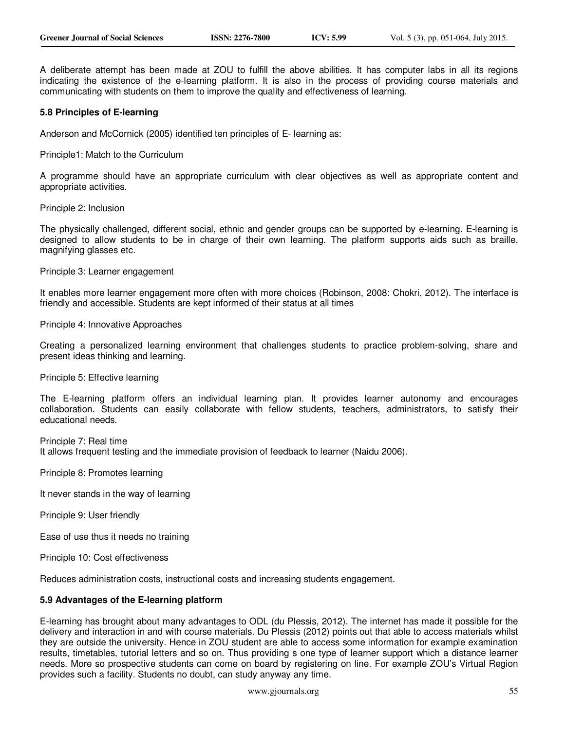A deliberate attempt has been made at ZOU to fulfill the above abilities. It has computer labs in all its regions indicating the existence of the e-learning platform. It is also in the process of providing course materials and communicating with students on them to improve the quality and effectiveness of learning.

### 5.8 Principles of E-learning

Anderson and McCornick (2005) identified ten principles of E- learning as:

Principle1: Match to the Curriculum

A programme should have an appropriate curriculum with clear objectives as well as appropriate content and appropriate activities.

Principle 2: Inclusion

The physically challenged, different social, ethnic and gender groups can be supported by e-learning. E-learning is designed to allow students to be in charge of their own learning. The platform supports aids such as braille, magnifying glasses etc.

Principle 3: Learner engagement

It enables more learner engagement more often with more choices (Robinson, 2008: Chokri, 2012). The interface is friendly and accessible. Students are kept informed of their status at all times

Principle 4: Innovative Approaches

Creating a personalized learning environment that challenges students to practice problem-solving, share and present ideas thinking and learning.

Principle 5: Effective learning

The E-learning platform offers an individual learning plan. It provides learner autonomy and encourages collaboration. Students can easily collaborate with fellow students, teachers, administrators, to satisfy their educational needs.

Principle 7: Real time
It allows frequent testing and the immediate provision of feedback to learner (Naidu 2006).

Principle 8: Promotes learning

It never stands in the way of learning

Principle 9: User friendly

Ease of use thus it needs no training

Principle 10: Cost effectiveness

Reduces administration costs, instructional costs and increasing students engagement.

### 5.9 Advantages of the E-learning platform

E-learning has brought about many advantages to ODL (du Plessis, 2012). The internet has made it possible for the delivery and interaction in and with course materials. Du Plessis (2012) points out that able to access materials whilst they are outside the university. Hence in ZOU student are able to access some information for example examination results, timetables, tutorial letters and so on. Thus providing s one type of learner support which a distance learner needs. More so prospective students can come on board by registering on line. For example ZOU's Virtual Region provides such a facility. Students no doubt, can study anyway any time.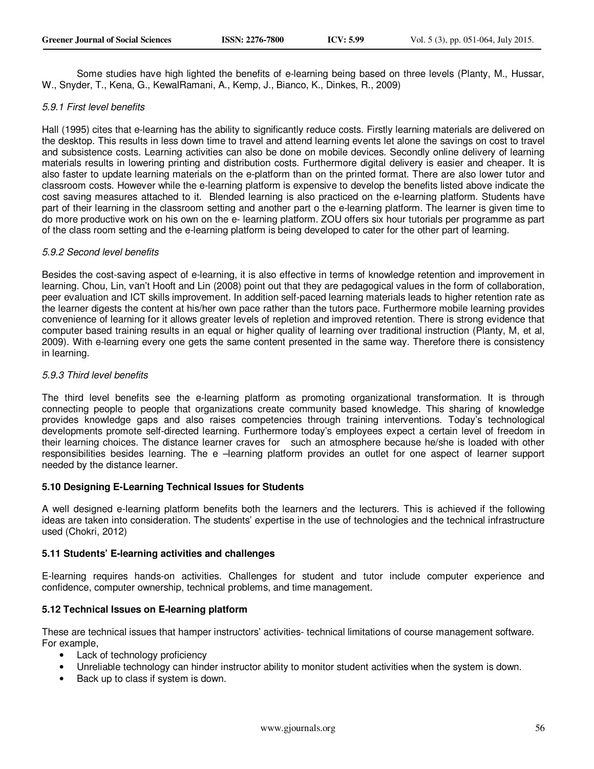Some studies have high lighted the benefits of e-learning being based on three levels (Planty, M., Hussar, W., Snyder, T., Kena, G., KewalRamani, A., Kemp, J., Bianco, K., Dinkes, R., 2009)

*5.9.1 First level benefits*

Hall (1995) cites that e-learning has the ability to significantly reduce costs. Firstly learning materials are delivered on the desktop. This results in less down time to travel and attend learning events let alone the savings on cost to travel and subsistence costs. Learning activities can also be done on mobile devices. Secondly online delivery of learning materials results in lowering printing and distribution costs. Furthermore digital delivery is easier and cheaper. It is also faster to update learning materials on the e-platform than on the printed format. There are also lower tutor and classroom costs. However while the e-learning platform is expensive to develop the benefits listed above indicate the cost saving measures attached to it. Blended learning is also practiced on the e-learning platform. Students have part of their learning in the classroom setting and another part o the e-learning platform. The learner is given time to do more productive work on his own on the e- learning platform. ZOU offers six hour tutorials per programme as part of the class room setting and the e-learning platform is being developed to cater for the other part of learning.

*5.9.2 Second level benefits*

Besides the cost-saving aspect of e-learning, it is also effective in terms of knowledge retention and improvement in learning. Chou, Lin, van't Hooft and Lin (2008) point out that they are pedagogical values in the form of collaboration, peer evaluation and ICT skills improvement. In addition self-paced learning materials leads to higher retention rate as the learner digests the content at his/her own pace rather than the tutors pace. Furthermore mobile learning provides convenience of learning for it allows greater levels of repletion and improved retention. There is strong evidence that computer based training results in an equal or higher quality of learning over traditional instruction (Planty, M, et al, 2009). With e-learning every one gets the same content presented in the same way. Therefore there is consistency in learning.

*5.9.3 Third level benefits*

The third level benefits see the e-learning platform as promoting organizational transformation. It is through connecting people to people that organizations create community based knowledge. This sharing of knowledge provides knowledge gaps and also raises competencies through training interventions. Today's technological developments promote self-directed learning. Furthermore today's employees expect a certain level of freedom in their learning choices. The distance learner craves for such an atmosphere because he/she is loaded with other responsibilities besides learning. The e –learning platform provides an outlet for one aspect of learner support needed by the distance learner.

**5.10 Designing E-Learning Technical Issues for Students**

A well designed e-learning platform benefits both the learners and the lecturers. This is achieved if the following ideas are taken into consideration. The students' expertise in the use of technologies and the technical infrastructure used (Chokri, 2012)

**5.11 Students' E-learning activities and challenges**

E-learning requires hands-on activities. Challenges for student and tutor include computer experience and confidence, computer ownership, technical problems, and time management.

**5.12 Technical Issues on E-learning platform**

These are technical issues that hamper instructors' activities- technical limitations of course management software. For example,

- Lack of technology proficiency
- Unreliable technology can hinder instructor ability to monitor student activities when the system is down.
- Back up to class if system is down.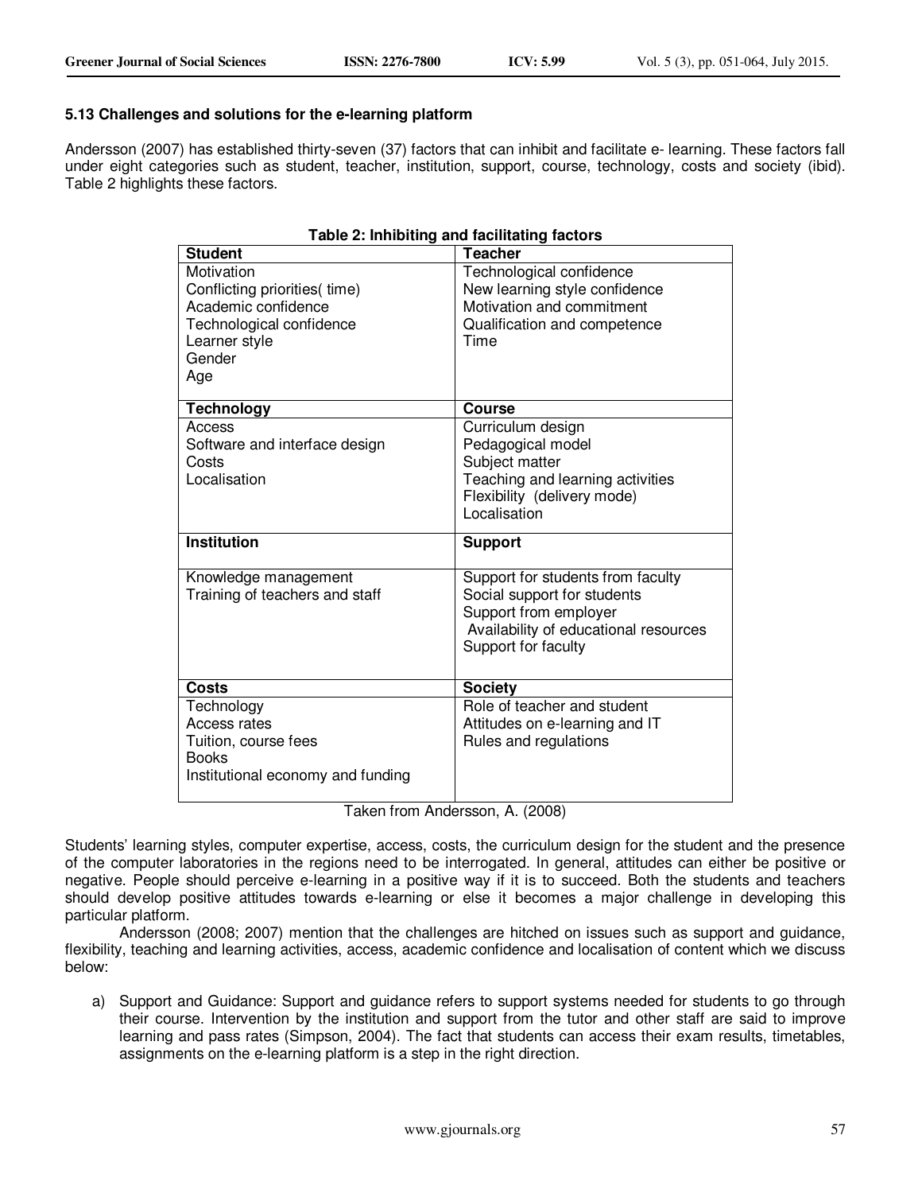### 5.13 Challenges and solutions for the e-learning platform

Andersson (2007) has established thirty-seven (37) factors that can inhibit and facilitate e- learning. These factors fall under eight categories such as student, teacher, institution, support, course, technology, costs and society (ibid). Table 2 highlights these factors.

**Table 2: Inhibiting and facilitating factors**

| Student | Teacher |
|---|---|
| Motivation<br>Conflicting priorities( time)<br>Academic confidence<br>Technological confidence<br>Learner style<br>Gender<br>Age | Technological confidence<br>New learning style confidence<br>Motivation and commitment<br>Qualification and competence<br>Time |
| **Technology** | **Course** |
| Access<br>Software and interface design<br>Costs<br>Localisation | Curriculum design<br>Pedagogical model<br>Subject matter<br>Teaching and learning activities<br>Flexibility (delivery mode)<br>Localisation |
| **Institution** | **Support** |
| Knowledge management<br>Training of teachers and staff | Support for students from faculty<br>Social support for students<br>Support from employer<br>Availability of educational resources<br>Support for faculty |
| **Costs** | **Society** |
| Technology<br>Access rates<br>Tuition, course fees<br>Books<br>Institutional economy and funding | Role of teacher and student<br>Attitudes on e-learning and IT<br>Rules and regulations |

Taken from Andersson, A. (2008)

Students' learning styles, computer expertise, access, costs, the curriculum design for the student and the presence of the computer laboratories in the regions need to be interrogated. In general, attitudes can either be positive or negative. People should perceive e-learning in a positive way if it is to succeed. Both the students and teachers should develop positive attitudes towards e-learning or else it becomes a major challenge in developing this particular platform.

Andersson (2008; 2007) mention that the challenges are hitched on issues such as support and guidance, flexibility, teaching and learning activities, access, academic confidence and localisation of content which we discuss below:

a) Support and Guidance: Support and guidance refers to support systems needed for students to go through their course. Intervention by the institution and support from the tutor and other staff are said to improve learning and pass rates (Simpson, 2004). The fact that students can access their exam results, timetables, assignments on the e-learning platform is a step in the right direction.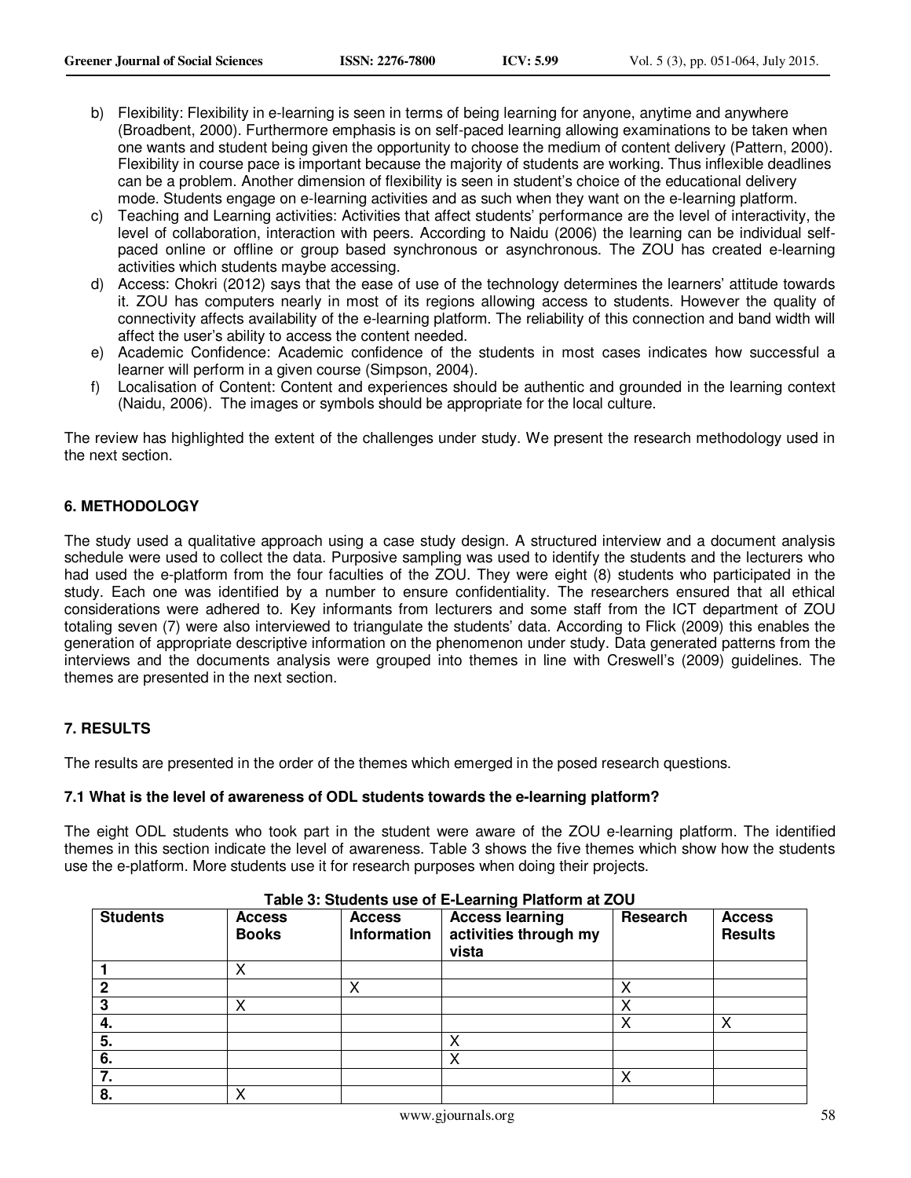b) Flexibility: Flexibility in e-learning is seen in terms of being learning for anyone, anytime and anywhere (Broadbent, 2000). Furthermore emphasis is on self-paced learning allowing examinations to be taken when one wants and student being given the opportunity to choose the medium of content delivery (Pattern, 2000). Flexibility in course pace is important because the majority of students are working. Thus inflexible deadlines can be a problem. Another dimension of flexibility is seen in student's choice of the educational delivery mode. Students engage on e-learning activities and as such when they want on the e-learning platform.
c) Teaching and Learning activities: Activities that affect students' performance are the level of interactivity, the level of collaboration, interaction with peers. According to Naidu (2006) the learning can be individual self-paced online or offline or group based synchronous or asynchronous. The ZOU has created e-learning activities which students maybe accessing.
d) Access: Chokri (2012) says that the ease of use of the technology determines the learners' attitude towards it. ZOU has computers nearly in most of its regions allowing access to students. However the quality of connectivity affects availability of the e-learning platform. The reliability of this connection and band width will affect the user's ability to access the content needed.
e) Academic Confidence: Academic confidence of the students in most cases indicates how successful a learner will perform in a given course (Simpson, 2004).
f) Localisation of Content: Content and experiences should be authentic and grounded in the learning context (Naidu, 2006). The images or symbols should be appropriate for the local culture.

The review has highlighted the extent of the challenges under study. We present the research methodology used in the next section.

## 6. METHODOLOGY

The study used a qualitative approach using a case study design. A structured interview and a document analysis schedule were used to collect the data. Purposive sampling was used to identify the students and the lecturers who had used the e-platform from the four faculties of the ZOU. They were eight (8) students who participated in the study. Each one was identified by a number to ensure confidentiality. The researchers ensured that all ethical considerations were adhered to. Key informants from lecturers and some staff from the ICT department of ZOU totaling seven (7) were also interviewed to triangulate the students' data. According to Flick (2009) this enables the generation of appropriate descriptive information on the phenomenon under study. Data generated patterns from the interviews and the documents analysis were grouped into themes in line with Creswell's (2009) guidelines. The themes are presented in the next section.

## 7. RESULTS

The results are presented in the order of the themes which emerged in the posed research questions.

### 7.1 What is the level of awareness of ODL students towards the e-learning platform?

The eight ODL students who took part in the student were aware of the ZOU e-learning platform. The identified themes in this section indicate the level of awareness. Table 3 shows the five themes which show how the students use the e-platform. More students use it for research purposes when doing their projects.

**Table 3: Students use of E-Learning Platform at ZOU**

| Students | Access Books | Access Information | Access learning activities through my vista | Research | Access Results |
|---|---|---|---|---|---|
| 1 | X | | | | |
| 2 | | X | | X | |
| 3 | X | | | X | |
| 4. | | | | X | X |
| 5. | | | X | | |
| 6. | | | X | | |
| 7. | | | | X | |
| 8. | X | | | | |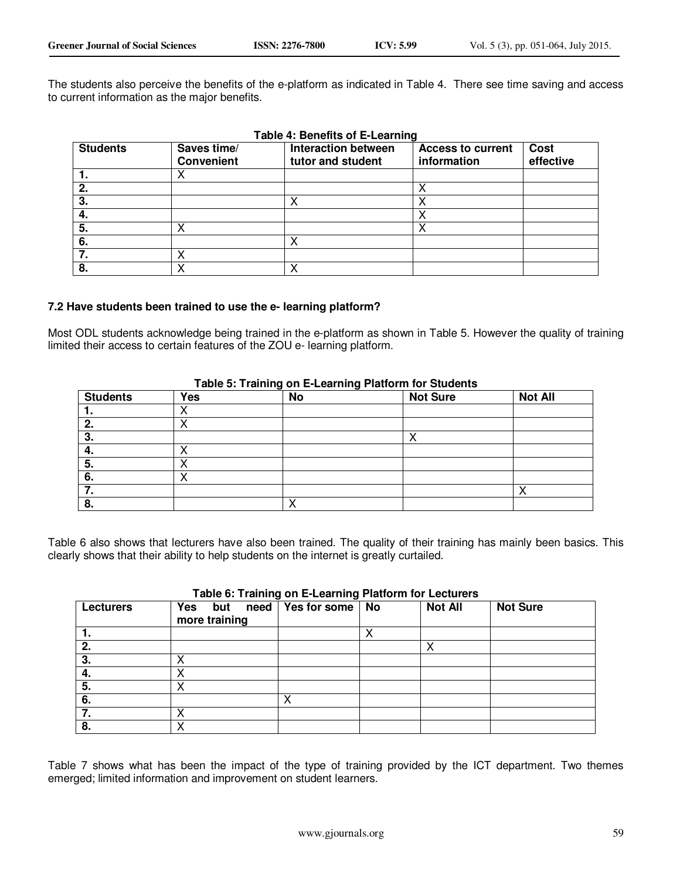The students also perceive the benefits of the e-platform as indicated in Table 4. There see time saving and access to current information as the major benefits.

**Table 4: Benefits of E-Learning**

| Students | Saves time/ Convenient | Interaction between tutor and student | Access to current information | Cost effective |
|---|---|---|---|---|
| 1. | X | | | |
| 2. | | | X | |
| 3. | | X | X | |
| 4. | | | X | |
| 5. | X | | X | |
| 6. | | X | | |
| 7. | X | | | |
| 8. | X | X | | |

### 7.2 Have students been trained to use the e- learning platform?

Most ODL students acknowledge being trained in the e-platform as shown in Table 5. However the quality of training limited their access to certain features of the ZOU e- learning platform.

**Table 5: Training on E-Learning Platform for Students**

| Students | Yes | No | Not Sure | Not All |
|---|---|---|---|---|
| 1. | X | | | |
| 2. | X | | | |
| 3. | | | X | |
| 4. | X | | | |
| 5. | X | | | |
| 6. | X | | | |
| 7. | | | | X |
| 8. | | X | | |

Table 6 also shows that lecturers have also been trained. The quality of their training has mainly been basics. This clearly shows that their ability to help students on the internet is greatly curtailed.

**Table 6: Training on E-Learning Platform for Lecturers**

| Lecturers | Yes but need more training | Yes for some | No | Not All | Not Sure |
|---|---|---|---|---|---|
| 1. | | | X | | |
| 2. | | | | X | |
| 3. | X | | | | |
| 4. | X | | | | |
| 5. | X | | | | |
| 6. | | X | | | |
| 7. | X | | | | |
| 8. | X | | | | |

Table 7 shows what has been the impact of the type of training provided by the ICT department. Two themes emerged; limited information and improvement on student learners.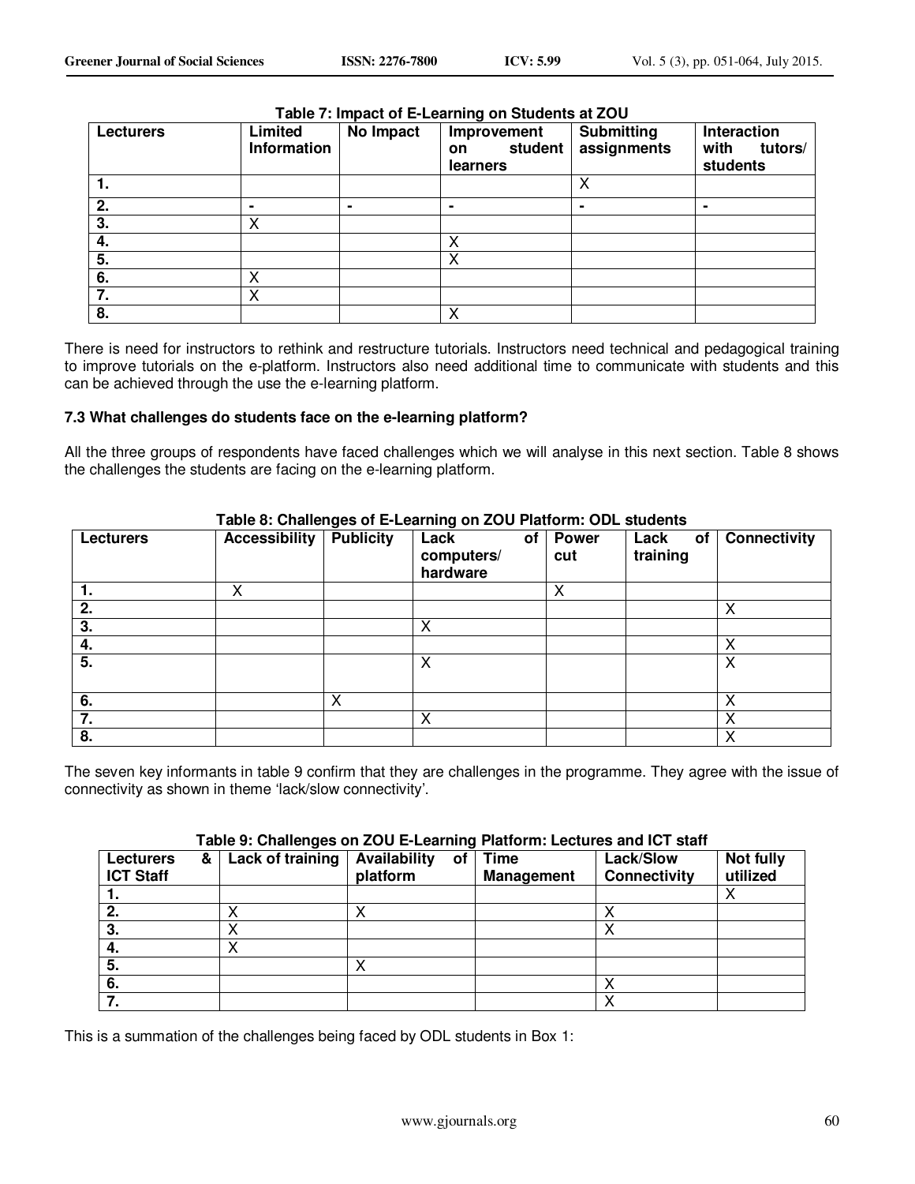**Table 7: Impact of E-Learning on Students at ZOU**

| Lecturers | Limited Information | No Impact | Improvement on student learners | Submitting assignments | Interaction with tutors/ students |
|---|---|---|---|---|---|
| 1. | | | | X | |
| 2. | - | - | - | - | - |
| 3. | X | | | | |
| 4. | | | X | | |
| 5. | | | X | | |
| 6. | X | | | | |
| 7. | X | | | | |
| 8. | | | X | | |

There is need for instructors to rethink and restructure tutorials. Instructors need technical and pedagogical training to improve tutorials on the e-platform. Instructors also need additional time to communicate with students and this can be achieved through the use the e-learning platform.

### 7.3 What challenges do students face on the e-learning platform?

All the three groups of respondents have faced challenges which we will analyse in this next section. Table 8 shows the challenges the students are facing on the e-learning platform.

**Table 8: Challenges of E-Learning on ZOU Platform: ODL students**

| Lecturers | Accessibility | Publicity | Lack of computers/ hardware | Power cut | Lack of training | Connectivity |
|---|---|---|---|---|---|---|
| 1. | X | | | X | | |
| 2. | | | | | | X |
| 3. | | | X | | | |
| 4. | | | | | | X |
| 5. | | | X | | | X |
| 6. | | X | | | | X |
| 7. | | | X | | | X |
| 8. | | | | | | X |

The seven key informants in table 9 confirm that they are challenges in the programme. They agree with the issue of connectivity as shown in theme 'lack/slow connectivity'.

**Table 9: Challenges on ZOU E-Learning Platform: Lectures and ICT staff**

| Lecturers & ICT Staff | Lack of training | Availability of platform | Time Management | Lack/Slow Connectivity | Not fully utilized |
|---|---|---|---|---|---|
| 1. | | | | | X |
| 2. | X | X | | X | |
| 3. | X | | | X | |
| 4. | X | | | | |
| 5. | | X | | | |
| 6. | | | | X | |
| 7. | | | | X | |

This is a summation of the challenges being faced by ODL students in Box 1: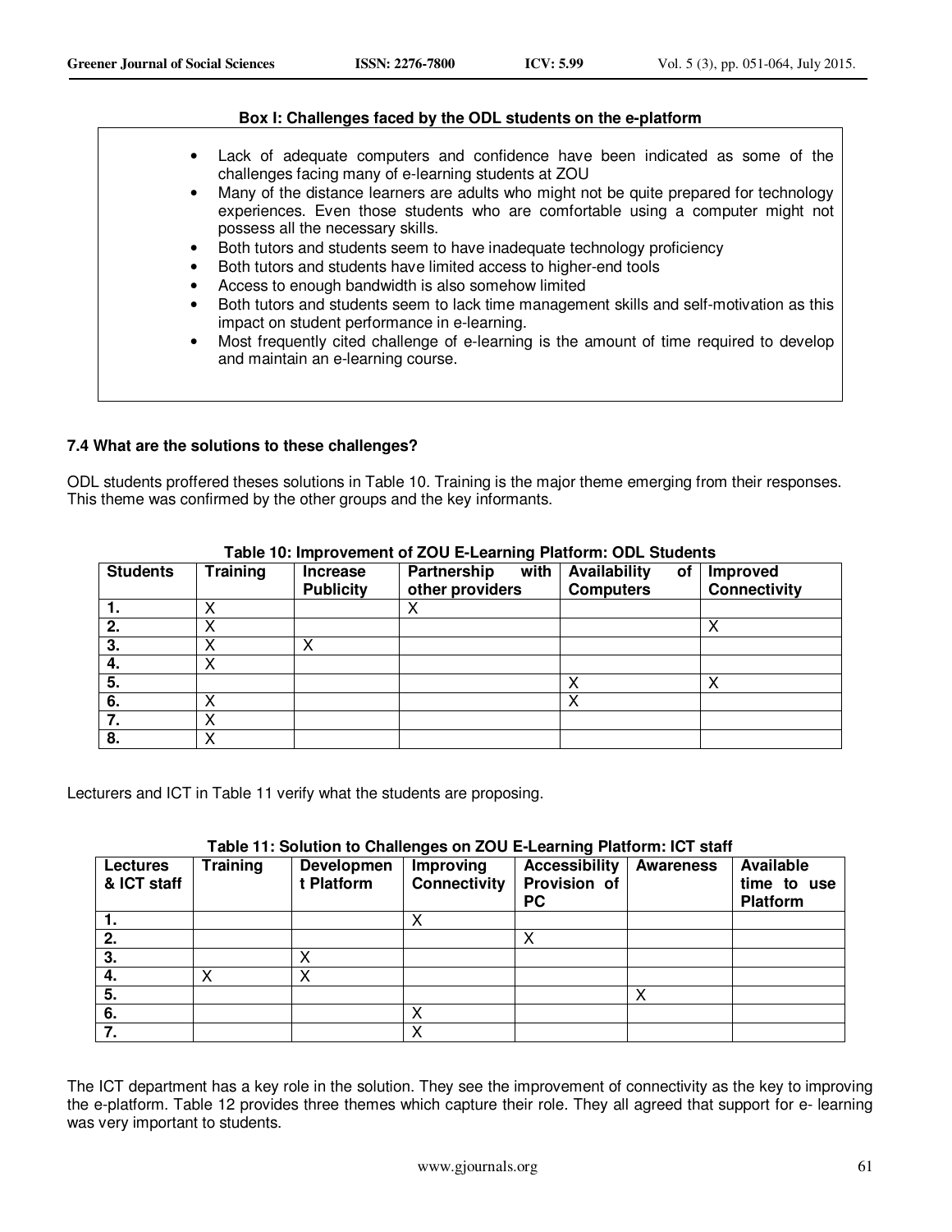**Box I: Challenges faced by the ODL students on the e-platform**

- Lack of adequate computers and confidence have been indicated as some of the challenges facing many of e-learning students at ZOU
- Many of the distance learners are adults who might not be quite prepared for technology experiences. Even those students who are comfortable using a computer might not possess all the necessary skills.
- Both tutors and students seem to have inadequate technology proficiency
- Both tutors and students have limited access to higher-end tools
- Access to enough bandwidth is also somehow limited
- Both tutors and students seem to lack time management skills and self-motivation as this impact on student performance in e-learning.
- Most frequently cited challenge of e-learning is the amount of time required to develop and maintain an e-learning course.

### 7.4 What are the solutions to these challenges?

ODL students proffered theses solutions in Table 10. Training is the major theme emerging from their responses. This theme was confirmed by the other groups and the key informants.

**Table 10: Improvement of ZOU E-Learning Platform: ODL Students**

| Students | Training | Increase Publicity | Partnership with other providers | Availability of Computers | Improved Connectivity |
|---|---|---|---|---|---|
| 1. | X | | X | | |
| 2. | X | | | | X |
| 3. | X | X | | | |
| 4. | X | | | | |
| 5. | | | | X | X |
| 6. | X | | | X | |
| 7. | X | | | | |
| 8. | X | | | | |

Lecturers and ICT in Table 11 verify what the students are proposing.

**Table 11: Solution to Challenges on ZOU E-Learning Platform: ICT staff**

| Lectures & ICT staff | Training | Development Platform | Improving Connectivity | Accessibility Provision of PC | Awareness | Available time to use Platform |
|---|---|---|---|---|---|---|
| 1. | | | X | | | |
| 2. | | | | X | | |
| 3. | | X | | | | |
| 4. | X | X | | | | |
| 5. | | | | | X | |
| 6. | | | X | | | |
| 7. | | | X | | | |

The ICT department has a key role in the solution. They see the improvement of connectivity as the key to improving the e-platform. Table 12 provides three themes which capture their role. They all agreed that support for e- learning was very important to students.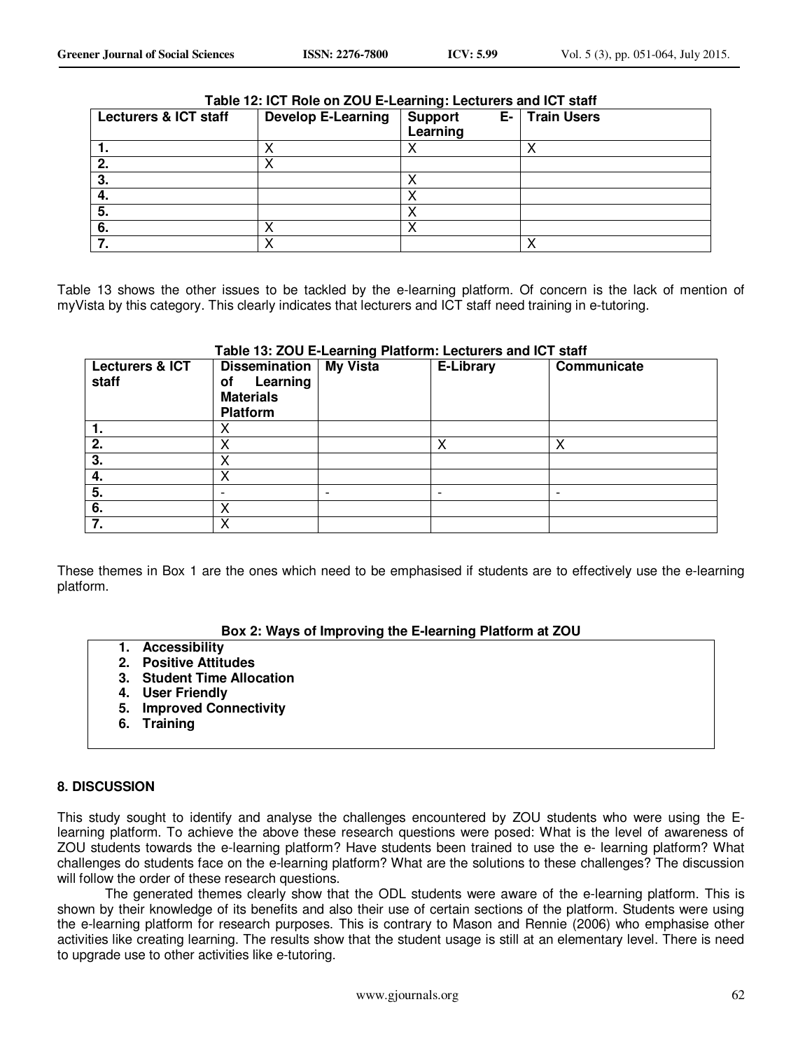**Table 12: ICT Role on ZOU E-Learning: Lecturers and ICT staff**

| Lecturers & ICT staff | Develop E-Learning | Support E-Learning | Train Users |
|---|---|---|---|
| 1. | X | X | X |
| 2. | X | | |
| 3. | | X | |
| 4. | | X | |
| 5. | | X | |
| 6. | X | X | |
| 7. | X | | X |

Table 13 shows the other issues to be tackled by the e-learning platform. Of concern is the lack of mention of myVista by this category. This clearly indicates that lecturers and ICT staff need training in e-tutoring.

**Table 13: ZOU E-Learning Platform: Lecturers and ICT staff**

| Lecturers & ICT staff | Dissemination of Learning Materials Platform | My Vista | E-Library | Communicate |
|---|---|---|---|---|
| 1. | X | | | |
| 2. | X | | X | X |
| 3. | X | | | |
| 4. | X | | | |
| 5. | - | - | - | - |
| 6. | X | | | |
| 7. | X | | | |

These themes in Box 1 are the ones which need to be emphasised if students are to effectively use the e-learning platform.

**Box 2: Ways of Improving the E-learning Platform at ZOU**

1. **Accessibility**
2. **Positive Attitudes**
3. **Student Time Allocation**
4. **User Friendly**
5. **Improved Connectivity**
6. **Training**

## 8. DISCUSSION

This study sought to identify and analyse the challenges encountered by ZOU students who were using the E-learning platform. To achieve the above these research questions were posed: What is the level of awareness of ZOU students towards the e-learning platform? Have students been trained to use the e- learning platform? What challenges do students face on the e-learning platform? What are the solutions to these challenges? The discussion will follow the order of these research questions.

The generated themes clearly show that the ODL students were aware of the e-learning platform. This is shown by their knowledge of its benefits and also their use of certain sections of the platform. Students were using the e-learning platform for research purposes. This is contrary to Mason and Rennie (2006) who emphasise other activities like creating learning. The results show that the student usage is still at an elementary level. There is need to upgrade use to other activities like e-tutoring.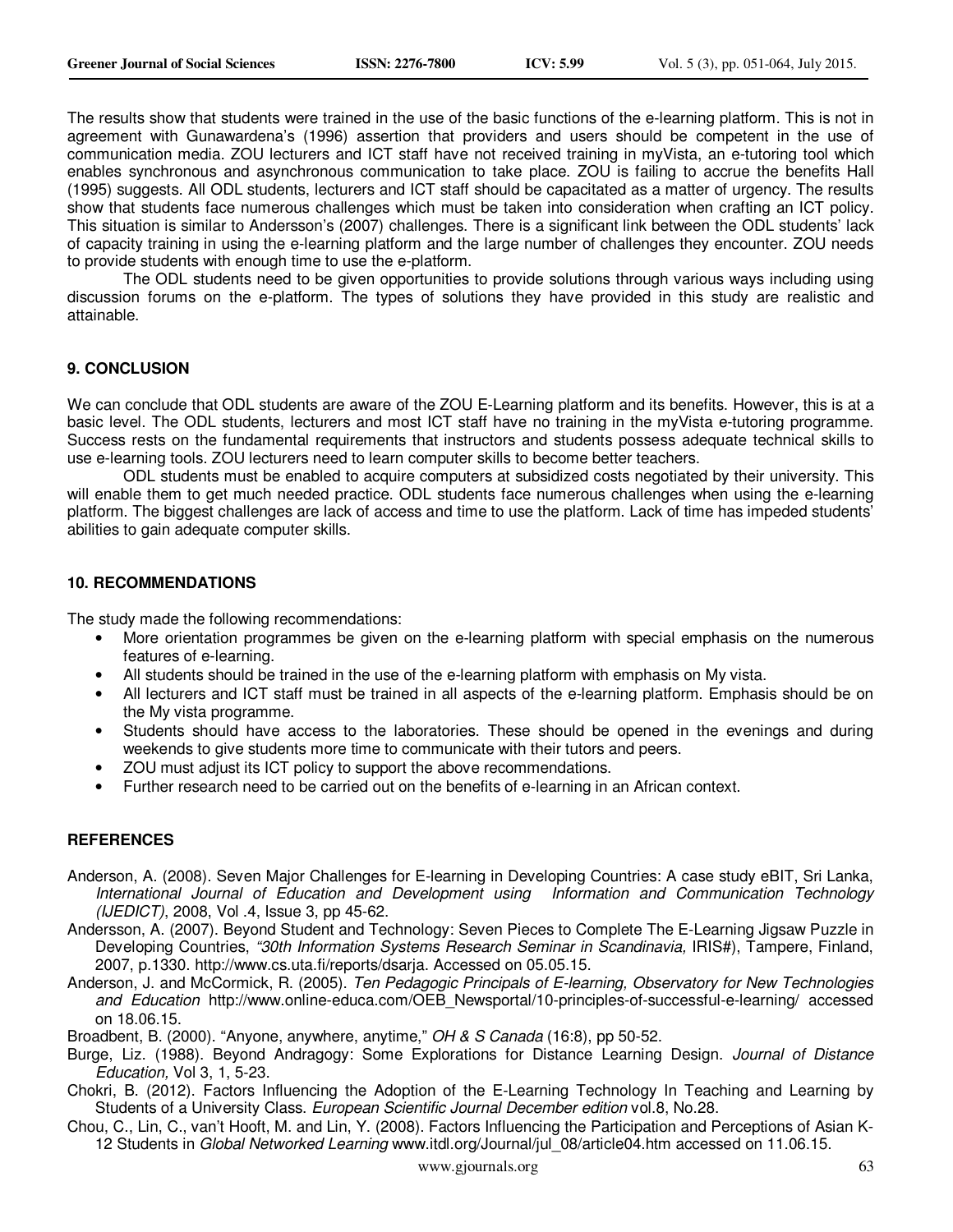The results show that students were trained in the use of the basic functions of the e-learning platform. This is not in agreement with Gunawardena's (1996) assertion that providers and users should be competent in the use of communication media. ZOU lecturers and ICT staff have not received training in myVista, an e-tutoring tool which enables synchronous and asynchronous communication to take place. ZOU is failing to accrue the benefits Hall (1995) suggests. All ODL students, lecturers and ICT staff should be capacitated as a matter of urgency. The results show that students face numerous challenges which must be taken into consideration when crafting an ICT policy. This situation is similar to Andersson's (2007) challenges. There is a significant link between the ODL students' lack of capacity training in using the e-learning platform and the large number of challenges they encounter. ZOU needs to provide students with enough time to use the e-platform.

The ODL students need to be given opportunities to provide solutions through various ways including using discussion forums on the e-platform. The types of solutions they have provided in this study are realistic and attainable.

### 9. CONCLUSION

We can conclude that ODL students are aware of the ZOU E-Learning platform and its benefits. However, this is at a basic level. The ODL students, lecturers and most ICT staff have no training in the myVista e-tutoring programme. Success rests on the fundamental requirements that instructors and students possess adequate technical skills to use e-learning tools. ZOU lecturers need to learn computer skills to become better teachers.

ODL students must be enabled to acquire computers at subsidized costs negotiated by their university. This will enable them to get much needed practice. ODL students face numerous challenges when using the e-learning platform. The biggest challenges are lack of access and time to use the platform. Lack of time has impeded students' abilities to gain adequate computer skills.

### 10. RECOMMENDATIONS

The study made the following recommendations:

- More orientation programmes be given on the e-learning platform with special emphasis on the numerous features of e-learning.
- All students should be trained in the use of the e-learning platform with emphasis on My vista.
- All lecturers and ICT staff must be trained in all aspects of the e-learning platform. Emphasis should be on the My vista programme.
- Students should have access to the laboratories. These should be opened in the evenings and during weekends to give students more time to communicate with their tutors and peers.
- ZOU must adjust its ICT policy to support the above recommendations.
- Further research need to be carried out on the benefits of e-learning in an African context.

### REFERENCES

Anderson, A. (2008). Seven Major Challenges for E-learning in Developing Countries: A case study eBIT, Sri Lanka, *International Journal of Education and Development using Information and Communication Technology (IJEDICT)*, 2008, Vol .4, Issue 3, pp 45-62.

Andersson, A. (2007). Beyond Student and Technology: Seven Pieces to Complete The E-Learning Jigsaw Puzzle in Developing Countries, *"30th Information Systems Research Seminar in Scandinavia,* IRIS#), Tampere, Finland, 2007, p.1330. http://www.cs.uta.fi/reports/dsarja. Accessed on 05.05.15.

Anderson, J. and McCormick, R. (2005). *Ten Pedagogic Principals of E-learning, Observatory for New Technologies and Education* http://www.online-educa.com/OEB_Newsportal/10-principles-of-successful-e-learning/ accessed on 18.06.15.

Broadbent, B. (2000). "Anyone, anywhere, anytime," *OH & S Canada* (16:8), pp 50-52.

Burge, Liz. (1988). Beyond Andragogy: Some Explorations for Distance Learning Design. *Journal of Distance Education,* Vol 3, 1, 5-23.

Chokri, B. (2012). Factors Influencing the Adoption of the E-Learning Technology In Teaching and Learning by Students of a University Class. *European Scientific Journal December edition* vol.8, No.28.

Chou, C., Lin, C., van't Hooft, M. and Lin, Y. (2008). Factors Influencing the Participation and Perceptions of Asian K-12 Students in *Global Networked Learning* www.itdl.org/Journal/jul_08/article04.htm accessed on 11.06.15.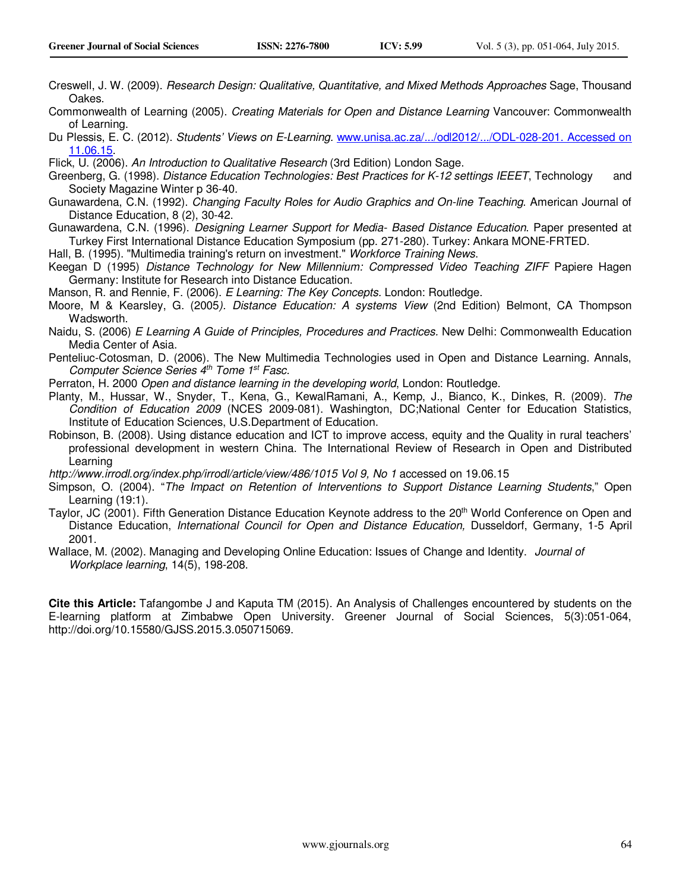Creswell, J. W. (2009). *Research Design: Qualitative, Quantitative, and Mixed Methods Approaches* Sage, Thousand Oakes.

Commonwealth of Learning (2005). *Creating Materials for Open and Distance Learning* Vancouver: Commonwealth of Learning.

Du Plessis, E. C. (2012). *Students' Views on E-Learning.* www.unisa.ac.za/.../odl2012/.../ODL-028-201. Accessed on 11.06.15.

Flick, U. (2006). *An Introduction to Qualitative Research* (3rd Edition) London Sage.

Greenberg, G. (1998). *Distance Education Technologies: Best Practices for K-12 settings IEEET*, Technology and Society Magazine Winter p 36-40.

Gunawardena, C.N. (1992). *Changing Faculty Roles for Audio Graphics and On-line Teaching*. American Journal of Distance Education, 8 (2), 30-42.

Gunawardena, C.N. (1996). *Designing Learner Support for Media- Based Distance Education*. Paper presented at Turkey First International Distance Education Symposium (pp. 271-280). Turkey: Ankara MONE-FRTED.

Hall, B. (1995). "Multimedia training's return on investment." *Workforce Training News*.

Keegan D (1995) *Distance Technology for New Millennium: Compressed Video Teaching ZIFF* Papiere Hagen Germany: Institute for Research into Distance Education.

Manson, R. and Rennie, F. (2006). *E Learning: The Key Concepts.* London: Routledge.

Moore, M & Kearsley, G. (2005*). Distance Education: A systems View* (2nd Edition) Belmont, CA Thompson Wadsworth.

Naidu, S. (2006) *E Learning A Guide of Principles, Procedures and Practices*. New Delhi: Commonwealth Education Media Center of Asia.

Penteliuc-Cotosman, D. (2006). The New Multimedia Technologies used in Open and Distance Learning. Annals, *Computer Science Series 4th Tome 1st Fasc.*

Perraton, H. 2000 *Open and distance learning in the developing world*, London: Routledge.

Planty, M., Hussar, W., Snyder, T., Kena, G., KewalRamani, A., Kemp, J., Bianco, K., Dinkes, R. (2009). *The Condition of Education 2009* (NCES 2009-081). Washington, DC;National Center for Education Statistics, Institute of Education Sciences, U.S.Department of Education.

Robinson, B. (2008). Using distance education and ICT to improve access, equity and the Quality in rural teachers' professional development in western China. The International Review of Research in Open and Distributed Learning

*http://www.irrodl.org/index.php/irrodl/article/view/486/1015 Vol 9, No 1* accessed on 19.06.15

Simpson, O. (2004). "*The Impact on Retention of Interventions to Support Distance Learning Students*," Open Learning (19:1).

Taylor, JC (2001). Fifth Generation Distance Education Keynote address to the 20th World Conference on Open and Distance Education, *International Council for Open and Distance Education,* Dusseldorf, Germany, 1-5 April 2001.

Wallace, M. (2002). Managing and Developing Online Education: Issues of Change and Identity. *Journal of Workplace learning*, 14(5), 198-208.

**Cite this Article:** Tafangombe J and Kaputa TM (2015). An Analysis of Challenges encountered by students on the E-learning platform at Zimbabwe Open University. Greener Journal of Social Sciences, 5(3):051-064, http://doi.org/10.15580/GJSS.2015.3.050715069.